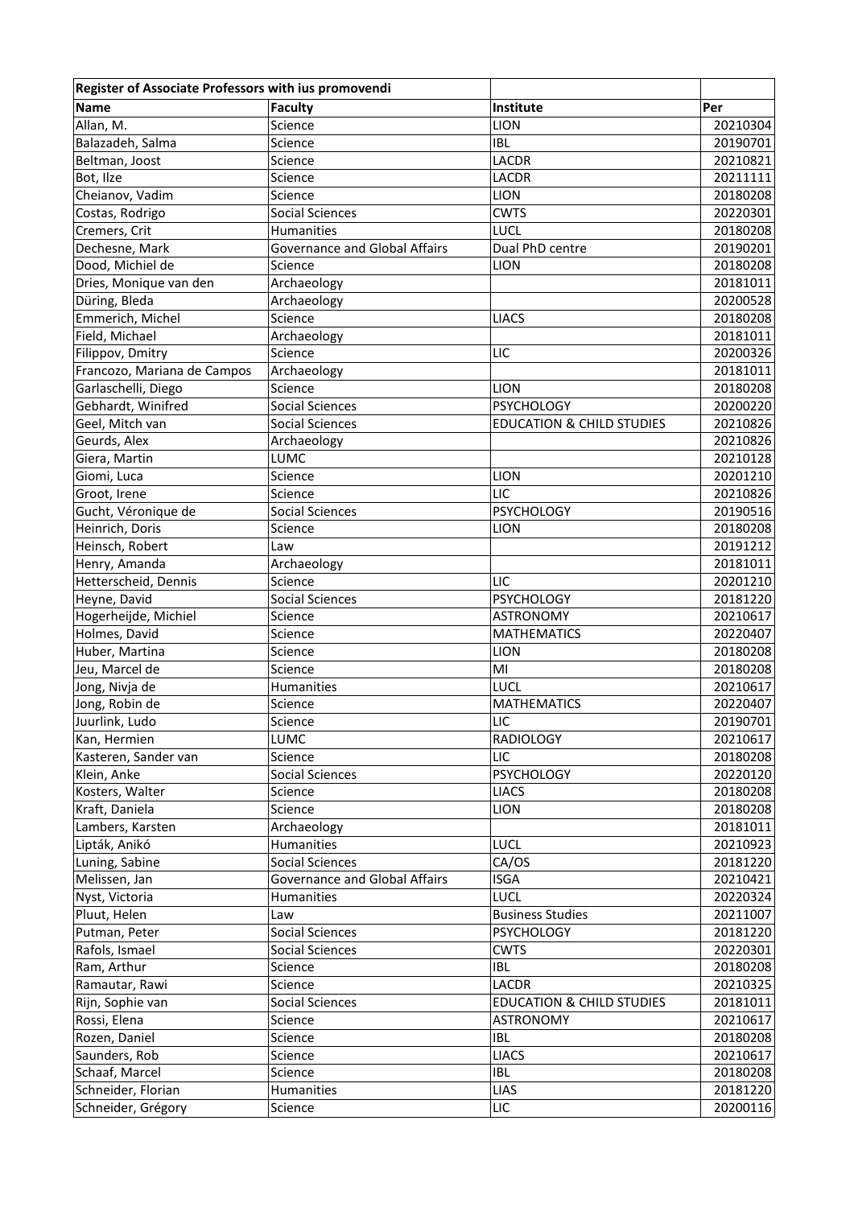| Register of Associate Professors with ius promovendi | | | |
|---|---|---|---|
| **Name** | **Faculty** | **Institute** | **Per** |
| Allan, M. | Science | LION | 20210304 |
| Balazadeh, Salma | Science | IBL | 20190701 |
| Beltman, Joost | Science | LACDR | 20210821 |
| Bot, Ilze | Science | LACDR | 20211111 |
| Cheianov, Vadim | Science | LION | 20180208 |
| Costas, Rodrigo | Social Sciences | CWTS | 20220301 |
| Cremers, Crit | Humanities | LUCL | 20180208 |
| Dechesne, Mark | Governance and Global Affairs | Dual PhD centre | 20190201 |
| Dood, Michiel de | Science | LION | 20180208 |
| Dries, Monique van den | Archaeology | | 20181011 |
| Düring, Bleda | Archaeology | | 20200528 |
| Emmerich, Michel | Science | LIACS | 20180208 |
| Field, Michael | Archaeology | | 20181011 |
| Filippov, Dmitry | Science | LIC | 20200326 |
| Francozo, Mariana de Campos | Archaeology | | 20181011 |
| Garlaschelli, Diego | Science | LION | 20180208 |
| Gebhardt, Winifred | Social Sciences | PSYCHOLOGY | 20200220 |
| Geel, Mitch van | Social Sciences | EDUCATION & CHILD STUDIES | 20210826 |
| Geurds, Alex | Archaeology | | 20210826 |
| Giera, Martin | LUMC | | 20210128 |
| Giomi, Luca | Science | LION | 20201210 |
| Groot, Irene | Science | LIC | 20210826 |
| Gucht, Véronique de | Social Sciences | PSYCHOLOGY | 20190516 |
| Heinrich, Doris | Science | LION | 20180208 |
| Heinsch, Robert | Law | | 20191212 |
| Henry, Amanda | Archaeology | | 20181011 |
| Hetterscheid, Dennis | Science | LIC | 20201210 |
| Heyne, David | Social Sciences | PSYCHOLOGY | 20181220 |
| Hogerheijde, Michiel | Science | ASTRONOMY | 20210617 |
| Holmes, David | Science | MATHEMATICS | 20220407 |
| Huber, Martina | Science | LION | 20180208 |
| Jeu, Marcel de | Science | MI | 20180208 |
| Jong, Nivja de | Humanities | LUCL | 20210617 |
| Jong, Robin de | Science | MATHEMATICS | 20220407 |
| Juurlink, Ludo | Science | LIC | 20190701 |
| Kan, Hermien | LUMC | RADIOLOGY | 20210617 |
| Kasteren, Sander van | Science | LIC | 20180208 |
| Klein, Anke | Social Sciences | PSYCHOLOGY | 20220120 |
| Kosters, Walter | Science | LIACS | 20180208 |
| Kraft, Daniela | Science | LION | 20180208 |
| Lambers, Karsten | Archaeology | | 20181011 |
| Lipták, Anikó | Humanities | LUCL | 20210923 |
| Luning, Sabine | Social Sciences | CA/OS | 20181220 |
| Melissen, Jan | Governance and Global Affairs | ISGA | 20210421 |
| Nyst, Victoria | Humanities | LUCL | 20220324 |
| Pluut, Helen | Law | Business Studies | 20211007 |
| Putman, Peter | Social Sciences | PSYCHOLOGY | 20181220 |
| Rafols, Ismael | Social Sciences | CWTS | 20220301 |
| Ram, Arthur | Science | IBL | 20180208 |
| Ramautar, Rawi | Science | LACDR | 20210325 |
| Rijn, Sophie van | Social Sciences | EDUCATION & CHILD STUDIES | 20181011 |
| Rossi, Elena | Science | ASTRONOMY | 20210617 |
| Rozen, Daniel | Science | IBL | 20180208 |
| Saunders, Rob | Science | LIACS | 20210617 |
| Schaaf, Marcel | Science | IBL | 20180208 |
| Schneider, Florian | Humanities | LIAS | 20181220 |
| Schneider, Grégory | Science | LIC | 20200116 |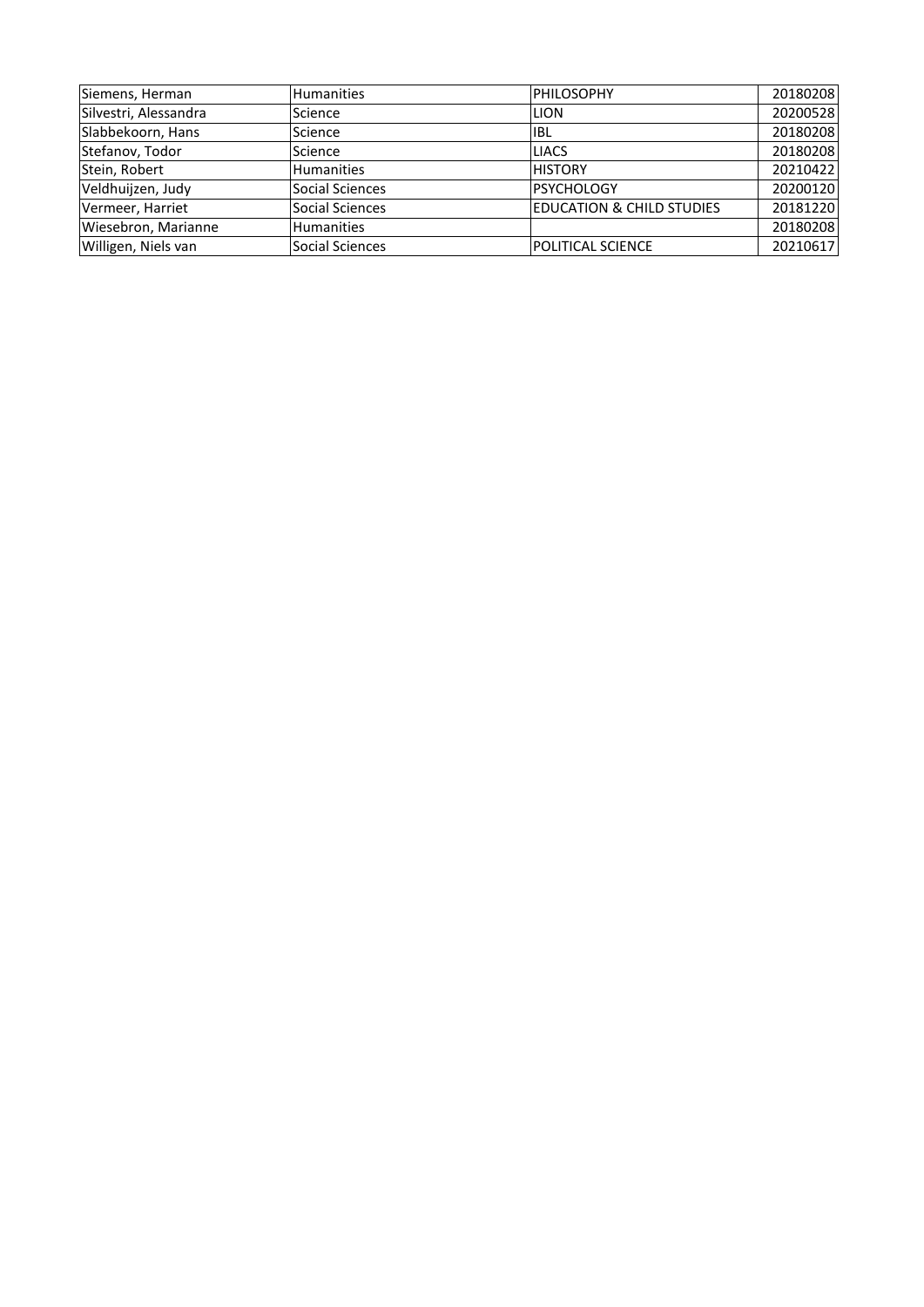| | | | |
|---|---|---|---|
| Siemens, Herman | Humanities | PHILOSOPHY | 20180208 |
| Silvestri, Alessandra | Science | LION | 20200528 |
| Slabbekoorn, Hans | Science | IBL | 20180208 |
| Stefanov, Todor | Science | LIACS | 20180208 |
| Stein, Robert | Humanities | HISTORY | 20210422 |
| Veldhuijzen, Judy | Social Sciences | PSYCHOLOGY | 20200120 |
| Vermeer, Harriet | Social Sciences | EDUCATION & CHILD STUDIES | 20181220 |
| Wiesebron, Marianne | Humanities | | 20180208 |
| Willigen, Niels van | Social Sciences | POLITICAL SCIENCE | 20210617 |